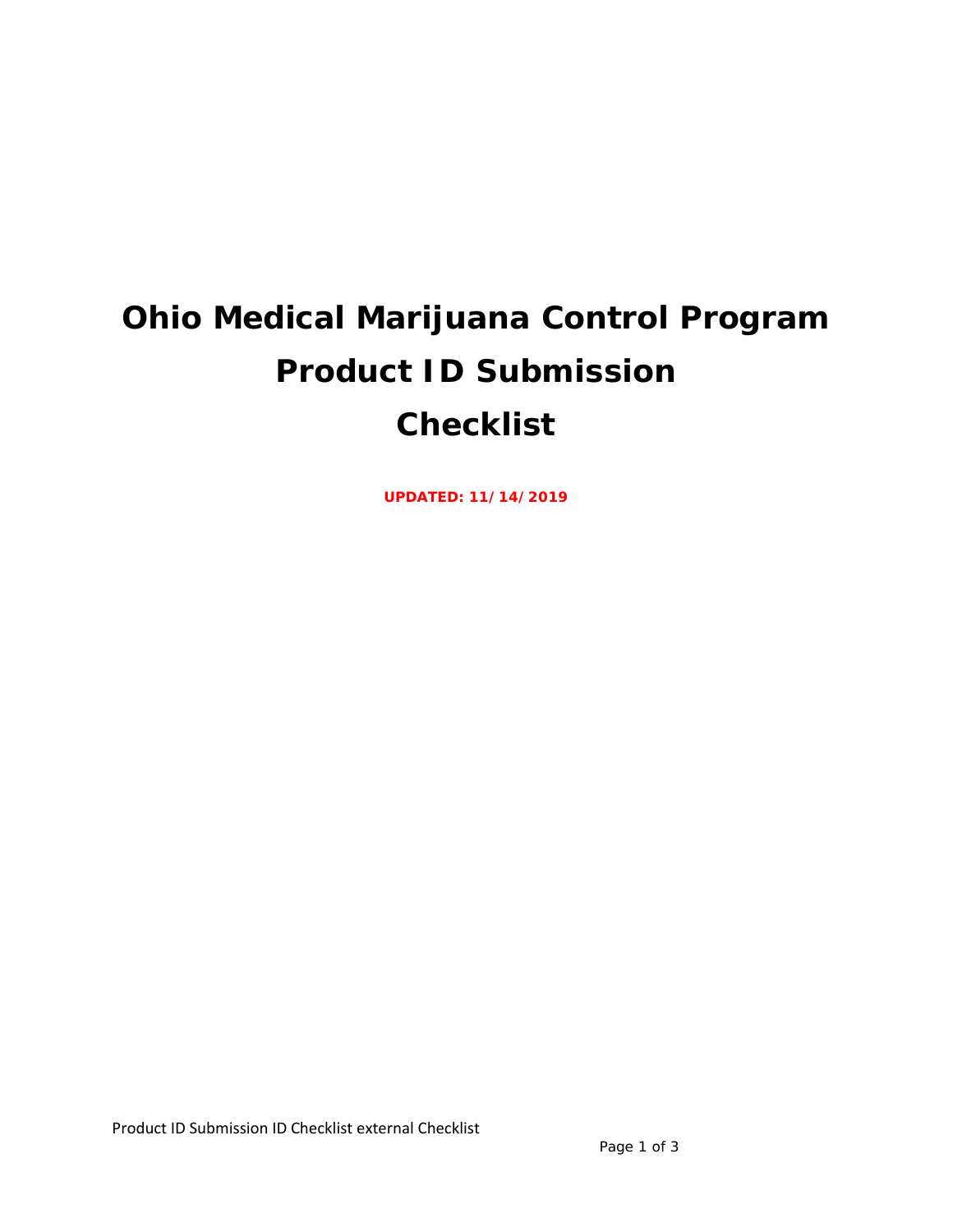# Ohio Medical Marijuana Control Program
# Product ID Submission
# Checklist

**UPDATED: 11/14/2019**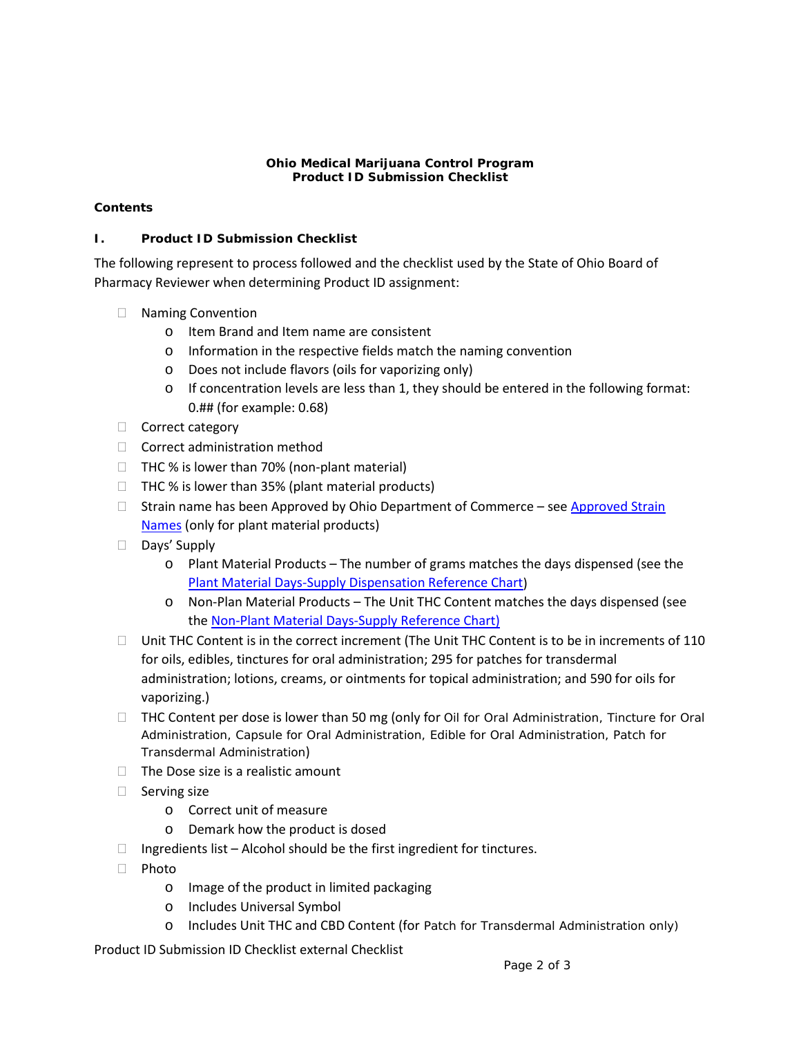**Ohio Medical Marijuana Control Program**
**Product ID Submission Checklist**

**Contents**

## I. Product ID Submission Checklist

The following represent to process followed and the checklist used by the State of Ohio Board of Pharmacy Reviewer when determining Product ID assignment:

- ☐ Naming Convention
  - Item Brand and Item name are consistent
  - Information in the respective fields match the naming convention
  - Does not include flavors (oils for vaporizing only)
  - If concentration levels are less than 1, they should be entered in the following format: 0.## (for example: 0.68)
- ☐ Correct category
- ☐ Correct administration method
- ☐ THC % is lower than 70% (non-plant material)
- ☐ THC % is lower than 35% (plant material products)
- ☐ Strain name has been Approved by Ohio Department of Commerce – see [Approved Strain Names]() (only for plant material products)
- ☐ Days' Supply
  - Plant Material Products – The number of grams matches the days dispensed (see the [Plant Material Days-Supply Dispensation Reference Chart]())
  - Non-Plan Material Products – The Unit THC Content matches the days dispensed (see the [Non-Plant Material Days-Supply Reference Chart)]()
- ☐ Unit THC Content is in the correct increment (The Unit THC Content is to be in increments of 110 for oils, edibles, tinctures for oral administration; 295 for patches for transdermal administration; lotions, creams, or ointments for topical administration; and 590 for oils for vaporizing.)
- ☐ THC Content per dose is lower than 50 mg (only for Oil for Oral Administration, Tincture for Oral Administration, Capsule for Oral Administration, Edible for Oral Administration, Patch for Transdermal Administration)
- ☐ The Dose size is a realistic amount
- ☐ Serving size
  - Correct unit of measure
  - Demark how the product is dosed
- ☐ Ingredients list – Alcohol should be the first ingredient for tinctures.
- ☐ Photo
  - Image of the product in limited packaging
  - Includes Universal Symbol
  - Includes Unit THC and CBD Content (for Patch for Transdermal Administration only)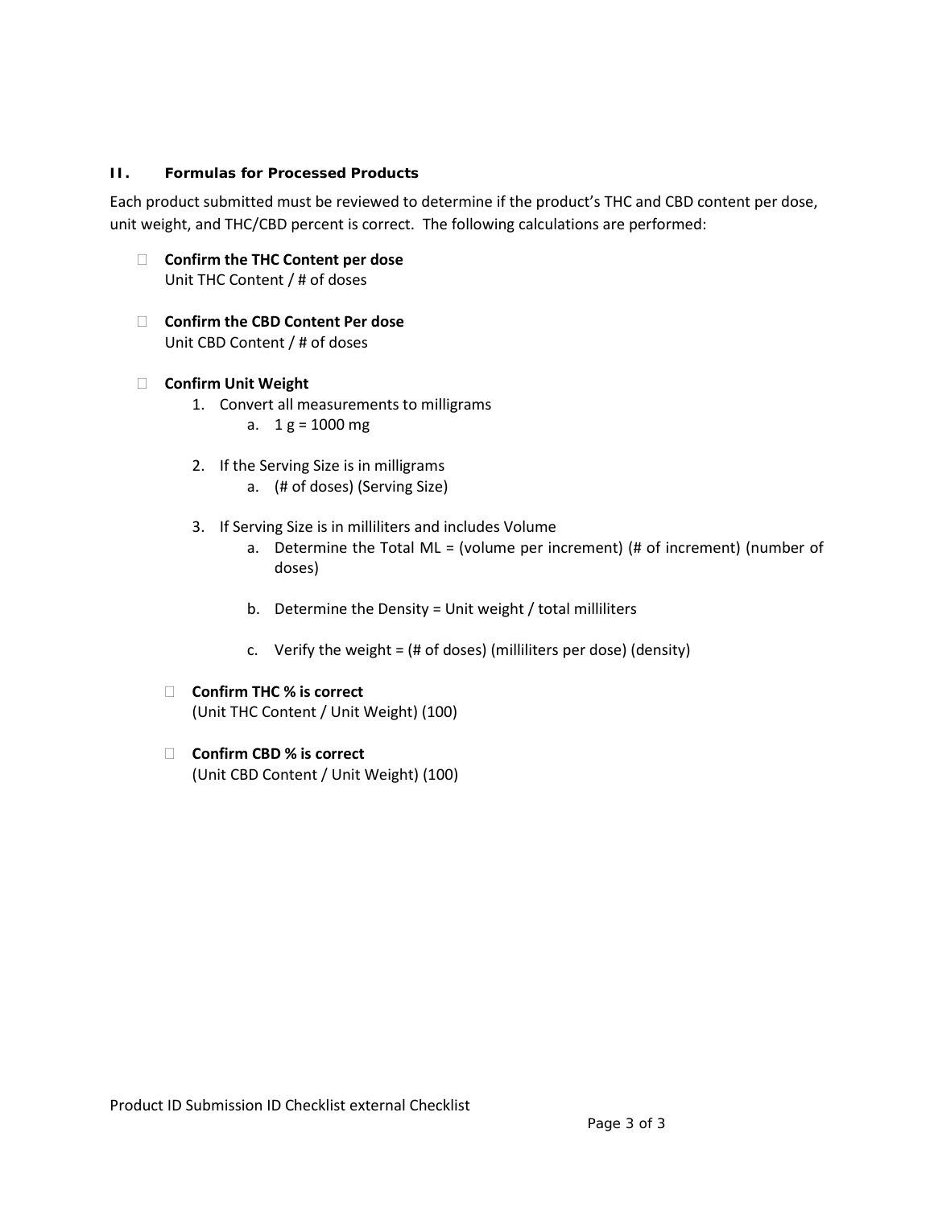## II. Formulas for Processed Products

Each product submitted must be reviewed to determine if the product's THC and CBD content per dose, unit weight, and THC/CBD percent is correct. The following calculations are performed:

- ☐ **Confirm the THC Content per dose**
  Unit THC Content / # of doses

- ☐ **Confirm the CBD Content Per dose**
  Unit CBD Content / # of doses

- ☐ **Confirm Unit Weight**
  1. Convert all measurements to milligrams
     a. 1 g = 1000 mg
  2. If the Serving Size is in milligrams
     a. (# of doses) (Serving Size)
  3. If Serving Size is in milliliters and includes Volume
     a. Determine the Total ML = (volume per increment) (# of increment) (number of doses)
     b. Determine the Density = Unit weight / total milliliters
     c. Verify the weight = (# of doses) (milliliters per dose) (density)

  - ☐ **Confirm THC % is correct**
    (Unit THC Content / Unit Weight) (100)

  - ☐ **Confirm CBD % is correct**
    (Unit CBD Content / Unit Weight) (100)

Product ID Submission ID Checklist external Checklist